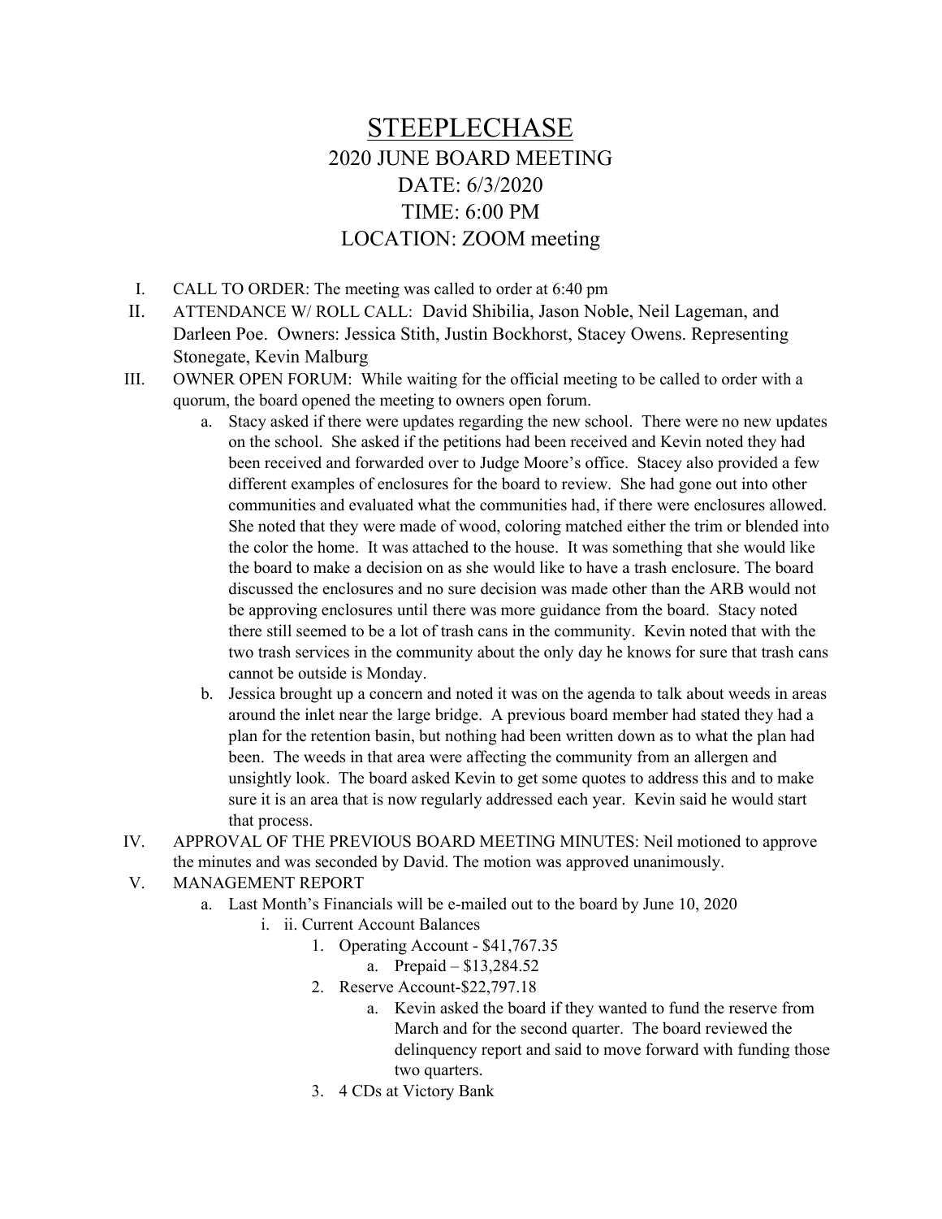# STEEPLECHASE

## 2020 JUNE BOARD MEETING

## DATE: 6/3/2020

## TIME: 6:00 PM

## LOCATION: ZOOM meeting

I. CALL TO ORDER: The meeting was called to order at 6:40 pm

II. ATTENDANCE W/ ROLL CALL: David Shibilia, Jason Noble, Neil Lageman, and Darleen Poe. Owners: Jessica Stith, Justin Bockhorst, Stacey Owens. Representing Stonegate, Kevin Malburg

III. OWNER OPEN FORUM: While waiting for the official meeting to be called to order with a quorum, the board opened the meeting to owners open forum.

   a. Stacy asked if there were updates regarding the new school. There were no new updates on the school. She asked if the petitions had been received and Kevin noted they had been received and forwarded over to Judge Moore's office. Stacey also provided a few different examples of enclosures for the board to review. She had gone out into other communities and evaluated what the communities had, if there were enclosures allowed. She noted that they were made of wood, coloring matched either the trim or blended into the color the home. It was attached to the house. It was something that she would like the board to make a decision on as she would like to have a trash enclosure. The board discussed the enclosures and no sure decision was made other than the ARB would not be approving enclosures until there was more guidance from the board. Stacy noted there still seemed to be a lot of trash cans in the community. Kevin noted that with the two trash services in the community about the only day he knows for sure that trash cans cannot be outside is Monday.

   b. Jessica brought up a concern and noted it was on the agenda to talk about weeds in areas around the inlet near the large bridge. A previous board member had stated they had a plan for the retention basin, but nothing had been written down as to what the plan had been. The weeds in that area were affecting the community from an allergen and unsightly look. The board asked Kevin to get some quotes to address this and to make sure it is an area that is now regularly addressed each year. Kevin said he would start that process.

IV. APPROVAL OF THE PREVIOUS BOARD MEETING MINUTES: Neil motioned to approve the minutes and was seconded by David. The motion was approved unanimously.

V. MANAGEMENT REPORT

   a. Last Month's Financials will be e-mailed out to the board by June 10, 2020

      i. ii. Current Account Balances

         1. Operating Account - $41,767.35

            a. Prepaid – $13,284.52

         2. Reserve Account-$22,797.18

            a. Kevin asked the board if they wanted to fund the reserve from March and for the second quarter. The board reviewed the delinquency report and said to move forward with funding those two quarters.

         3. 4 CDs at Victory Bank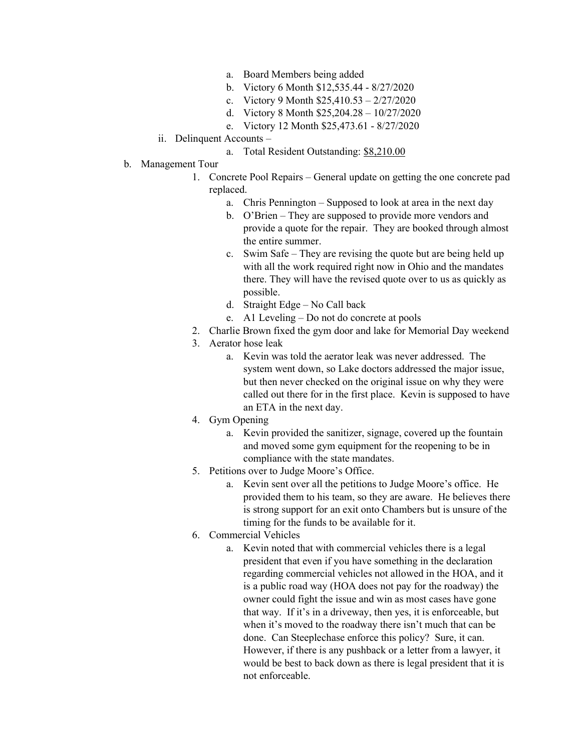- a. Board Members being added
- b. Victory 6 Month $12,535.44 - 8/27/2020
- c. Victory 9 Month $25,410.53 – 2/27/2020
- d. Victory 8 Month $25,204.28 – 10/27/2020
- e. Victory 12 Month $25,473.61 - 8/27/2020

ii. Delinquent Accounts –

- a. Total Resident Outstanding: <u>$8,210.00</u>

b. Management Tour

1. Concrete Pool Repairs – General update on getting the one concrete pad replaced.
   - a. Chris Pennington – Supposed to look at area in the next day
   - b. O'Brien – They are supposed to provide more vendors and provide a quote for the repair. They are booked through almost the entire summer.
   - c. Swim Safe – They are revising the quote but are being held up with all the work required right now in Ohio and the mandates there. They will have the revised quote over to us as quickly as possible.
   - d. Straight Edge – No Call back
   - e. A1 Leveling – Do not do concrete at pools
2. Charlie Brown fixed the gym door and lake for Memorial Day weekend
3. Aerator hose leak
   - a. Kevin was told the aerator leak was never addressed. The system went down, so Lake doctors addressed the major issue, but then never checked on the original issue on why they were called out there for in the first place. Kevin is supposed to have an ETA in the next day.
4. Gym Opening
   - a. Kevin provided the sanitizer, signage, covered up the fountain and moved some gym equipment for the reopening to be in compliance with the state mandates.
5. Petitions over to Judge Moore's Office.
   - a. Kevin sent over all the petitions to Judge Moore's office. He provided them to his team, so they are aware. He believes there is strong support for an exit onto Chambers but is unsure of the timing for the funds to be available for it.
6. Commercial Vehicles
   - a. Kevin noted that with commercial vehicles there is a legal president that even if you have something in the declaration regarding commercial vehicles not allowed in the HOA, and it is a public road way (HOA does not pay for the roadway) the owner could fight the issue and win as most cases have gone that way. If it's in a driveway, then yes, it is enforceable, but when it's moved to the roadway there isn't much that can be done. Can Steeplechase enforce this policy? Sure, it can. However, if there is any pushback or a letter from a lawyer, it would be best to back down as there is legal president that it is not enforceable.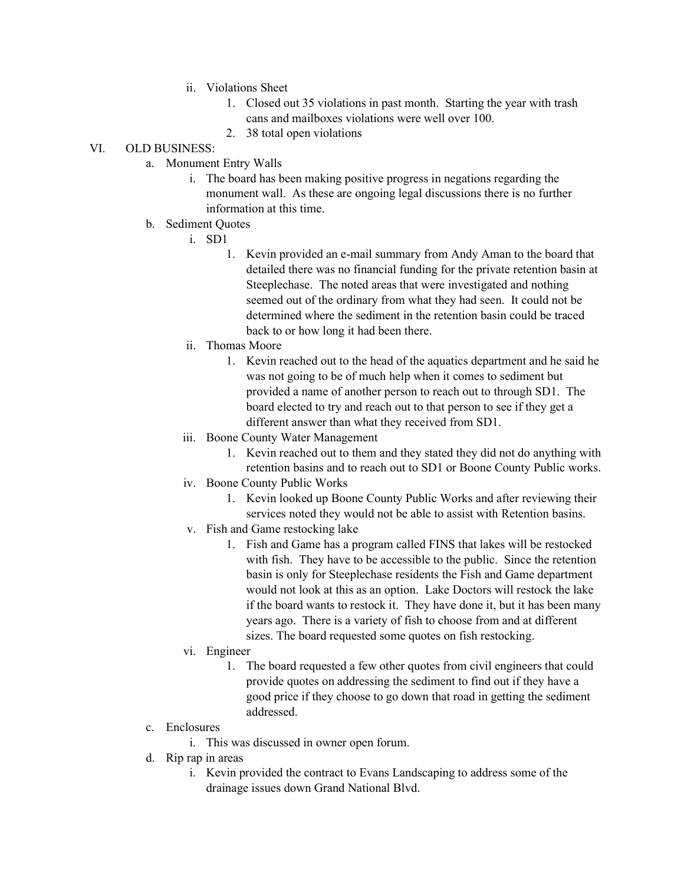- ii. Violations Sheet
  1. Closed out 35 violations in past month. Starting the year with trash cans and mailboxes violations were well over 100.
  2. 38 total open violations

VI. OLD BUSINESS:

- a. Monument Entry Walls
  - i. The board has been making positive progress in negations regarding the monument wall. As these are ongoing legal discussions there is no further information at this time.
- b. Sediment Quotes
  - i. SD1
    1. Kevin provided an e-mail summary from Andy Aman to the board that detailed there was no financial funding for the private retention basin at Steeplechase. The noted areas that were investigated and nothing seemed out of the ordinary from what they had seen. It could not be determined where the sediment in the retention basin could be traced back to or how long it had been there.
  - ii. Thomas Moore
    1. Kevin reached out to the head of the aquatics department and he said he was not going to be of much help when it comes to sediment but provided a name of another person to reach out to through SD1. The board elected to try and reach out to that person to see if they get a different answer than what they received from SD1.
  - iii. Boone County Water Management
    1. Kevin reached out to them and they stated they did not do anything with retention basins and to reach out to SD1 or Boone County Public works.
  - iv. Boone County Public Works
    1. Kevin looked up Boone County Public Works and after reviewing their services noted they would not be able to assist with Retention basins.
  - v. Fish and Game restocking lake
    1. Fish and Game has a program called FINS that lakes will be restocked with fish. They have to be accessible to the public. Since the retention basin is only for Steeplechase residents the Fish and Game department would not look at this as an option. Lake Doctors will restock the lake if the board wants to restock it. They have done it, but it has been many years ago. There is a variety of fish to choose from and at different sizes. The board requested some quotes on fish restocking.
  - vi. Engineer
    1. The board requested a few other quotes from civil engineers that could provide quotes on addressing the sediment to find out if they have a good price if they choose to go down that road in getting the sediment addressed.
- c. Enclosures
  - i. This was discussed in owner open forum.
- d. Rip rap in areas
  - i. Kevin provided the contract to Evans Landscaping to address some of the drainage issues down Grand National Blvd.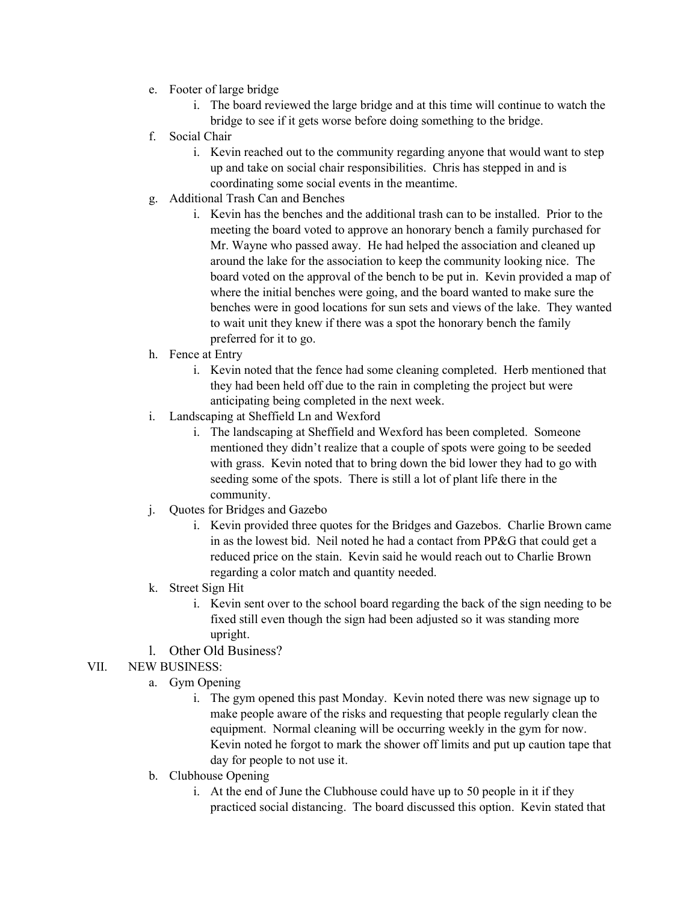e. Footer of large bridge
    i. The board reviewed the large bridge and at this time will continue to watch the bridge to see if it gets worse before doing something to the bridge.

f. Social Chair
    i. Kevin reached out to the community regarding anyone that would want to step up and take on social chair responsibilities. Chris has stepped in and is coordinating some social events in the meantime.

g. Additional Trash Can and Benches
    i. Kevin has the benches and the additional trash can to be installed. Prior to the meeting the board voted to approve an honorary bench a family purchased for Mr. Wayne who passed away. He had helped the association and cleaned up around the lake for the association to keep the community looking nice. The board voted on the approval of the bench to be put in. Kevin provided a map of where the initial benches were going, and the board wanted to make sure the benches were in good locations for sun sets and views of the lake. They wanted to wait unit they knew if there was a spot the honorary bench the family preferred for it to go.

h. Fence at Entry
    i. Kevin noted that the fence had some cleaning completed. Herb mentioned that they had been held off due to the rain in completing the project but were anticipating being completed in the next week.

i. Landscaping at Sheffield Ln and Wexford
    i. The landscaping at Sheffield and Wexford has been completed. Someone mentioned they didn't realize that a couple of spots were going to be seeded with grass. Kevin noted that to bring down the bid lower they had to go with seeding some of the spots. There is still a lot of plant life there in the community.

j. Quotes for Bridges and Gazebo
    i. Kevin provided three quotes for the Bridges and Gazebos. Charlie Brown came in as the lowest bid. Neil noted he had a contact from PP&G that could get a reduced price on the stain. Kevin said he would reach out to Charlie Brown regarding a color match and quantity needed.

k. Street Sign Hit
    i. Kevin sent over to the school board regarding the back of the sign needing to be fixed still even though the sign had been adjusted so it was standing more upright.

l. Other Old Business?

VII. NEW BUSINESS:

a. Gym Opening
    i. The gym opened this past Monday. Kevin noted there was new signage up to make people aware of the risks and requesting that people regularly clean the equipment. Normal cleaning will be occurring weekly in the gym for now. Kevin noted he forgot to mark the shower off limits and put up caution tape that day for people to not use it.

b. Clubhouse Opening
    i. At the end of June the Clubhouse could have up to 50 people in it if they practiced social distancing. The board discussed this option. Kevin stated that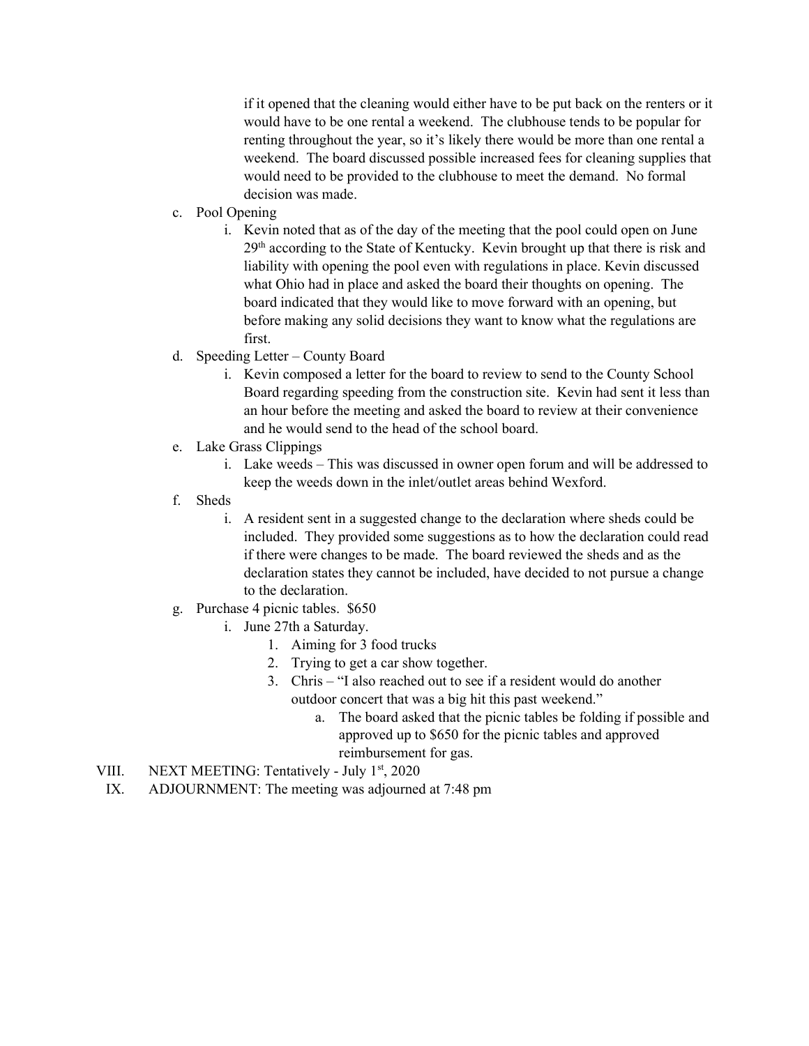if it opened that the cleaning would either have to be put back on the renters or it would have to be one rental a weekend. The clubhouse tends to be popular for renting throughout the year, so it's likely there would be more than one rental a weekend. The board discussed possible increased fees for cleaning supplies that would need to be provided to the clubhouse to meet the demand. No formal decision was made.

c. Pool Opening
    i. Kevin noted that as of the day of the meeting that the pool could open on June 29th according to the State of Kentucky. Kevin brought up that there is risk and liability with opening the pool even with regulations in place. Kevin discussed what Ohio had in place and asked the board their thoughts on opening. The board indicated that they would like to move forward with an opening, but before making any solid decisions they want to know what the regulations are first.

d. Speeding Letter – County Board
    i. Kevin composed a letter for the board to review to send to the County School Board regarding speeding from the construction site. Kevin had sent it less than an hour before the meeting and asked the board to review at their convenience and he would send to the head of the school board.

e. Lake Grass Clippings
    i. Lake weeds – This was discussed in owner open forum and will be addressed to keep the weeds down in the inlet/outlet areas behind Wexford.

f. Sheds
    i. A resident sent in a suggested change to the declaration where sheds could be included. They provided some suggestions as to how the declaration could read if there were changes to be made. The board reviewed the sheds and as the declaration states they cannot be included, have decided to not pursue a change to the declaration.

g. Purchase 4 picnic tables. $650
    i. June 27th a Saturday.
        1. Aiming for 3 food trucks
        2. Trying to get a car show together.
        3. Chris – "I also reached out to see if a resident would do another outdoor concert that was a big hit this past weekend."
            a. The board asked that the picnic tables be folding if possible and approved up to $650 for the picnic tables and approved reimbursement for gas.

VIII. NEXT MEETING: Tentatively - July 1st, 2020

IX. ADJOURNMENT: The meeting was adjourned at 7:48 pm